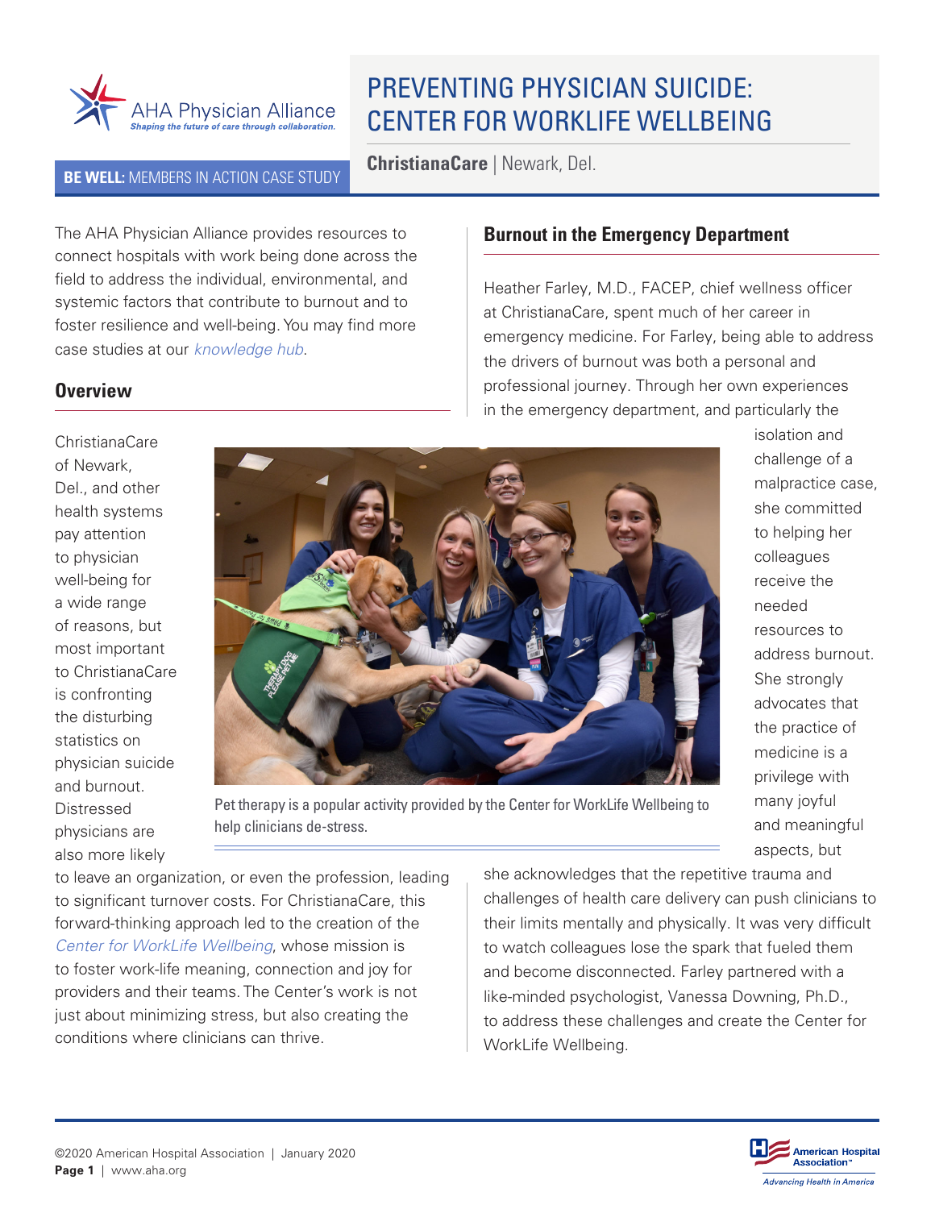# PREVENTING PHYSICIAN SUICIDE: CENTER FOR WORKLIFE WELLBEING

**BE WELL:** MEMBERS IN ACTION CASE STUDY

**ChristianaCare** | Newark, Del.

The AHA Physician Alliance provides resources to connect hospitals with work being done across the field to address the individual, environmental, and systemic factors that contribute to burnout and to foster resilience and well-being. You may find more case studies at our *knowledge hub*.

## Overview

ChristianaCare of Newark, Del., and other health systems pay attention to physician well-being for a wide range of reasons, but most important to ChristianaCare is confronting the disturbing statistics on physician suicide and burnout. Distressed physicians are also more likely to leave an organization, or even the profession, leading to significant turnover costs. For ChristianaCare, this forward-thinking approach led to the creation of the *Center for WorkLife Wellbeing*, whose mission is to foster work-life meaning, connection and joy for providers and their teams. The Center's work is not just about minimizing stress, but also creating the conditions where clinicians can thrive.

Pet therapy is a popular activity provided by the Center for WorkLife Wellbeing to help clinicians de-stress.

## Burnout in the Emergency Department

Heather Farley, M.D., FACEP, chief wellness officer at ChristianaCare, spent much of her career in emergency medicine. For Farley, being able to address the drivers of burnout was both a personal and professional journey. Through her own experiences in the emergency department, and particularly the isolation and challenge of a malpractice case, she committed to helping her colleagues receive the needed resources to address burnout. She strongly advocates that the practice of medicine is a privilege with many joyful and meaningful aspects, but she acknowledges that the repetitive trauma and challenges of health care delivery can push clinicians to their limits mentally and physically. It was very difficult to watch colleagues lose the spark that fueled them and become disconnected. Farley partnered with a like-minded psychologist, Vanessa Downing, Ph.D., to address these challenges and create the Center for WorkLife Wellbeing.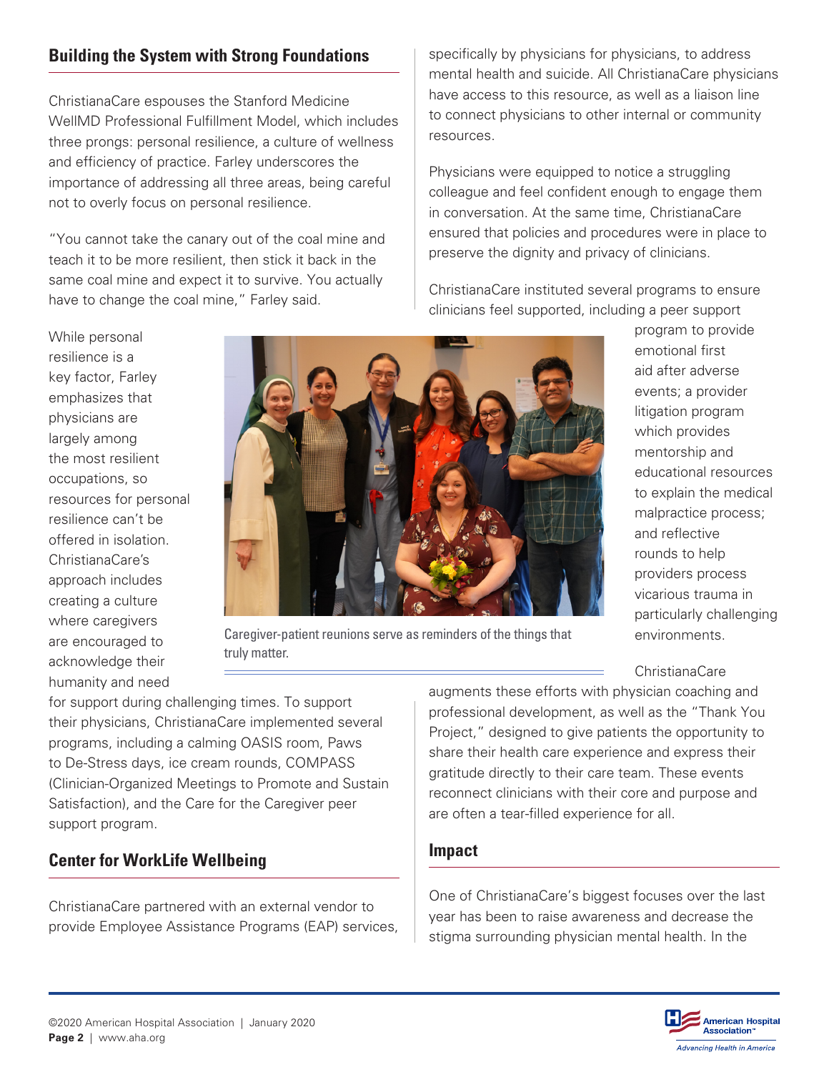## Building the System with Strong Foundations

ChristianaCare espouses the Stanford Medicine WellMD Professional Fulfillment Model, which includes three prongs: personal resilience, a culture of wellness and efficiency of practice. Farley underscores the importance of addressing all three areas, being careful not to overly focus on personal resilience.

"You cannot take the canary out of the coal mine and teach it to be more resilient, then stick it back in the same coal mine and expect it to survive. You actually have to change the coal mine," Farley said.

While personal resilience is a key factor, Farley emphasizes that physicians are largely among the most resilient occupations, so resources for personal resilience can't be offered in isolation. ChristianaCare's approach includes creating a culture where caregivers are encouraged to acknowledge their humanity and need for support during challenging times. To support their physicians, ChristianaCare implemented several programs, including a calming OASIS room, Paws to De-Stress days, ice cream rounds, COMPASS (Clinician-Organized Meetings to Promote and Sustain Satisfaction), and the Care for the Caregiver peer support program.

Caregiver-patient reunions serve as reminders of the things that truly matter.

## Center for WorkLife Wellbeing

ChristianaCare partnered with an external vendor to provide Employee Assistance Programs (EAP) services, specifically by physicians for physicians, to address mental health and suicide. All ChristianaCare physicians have access to this resource, as well as a liaison line to connect physicians to other internal or community resources.

Physicians were equipped to notice a struggling colleague and feel confident enough to engage them in conversation. At the same time, ChristianaCare ensured that policies and procedures were in place to preserve the dignity and privacy of clinicians.

ChristianaCare instituted several programs to ensure clinicians feel supported, including a peer support program to provide emotional first aid after adverse events; a provider litigation program which provides mentorship and educational resources to explain the medical malpractice process; and reflective rounds to help providers process vicarious trauma in particularly challenging environments.

ChristianaCare augments these efforts with physician coaching and professional development, as well as the "Thank You Project," designed to give patients the opportunity to share their health care experience and express their gratitude directly to their care team. These events reconnect clinicians with their core and purpose and are often a tear-filled experience for all.

## Impact

One of ChristianaCare's biggest focuses over the last year has been to raise awareness and decrease the stigma surrounding physician mental health. In the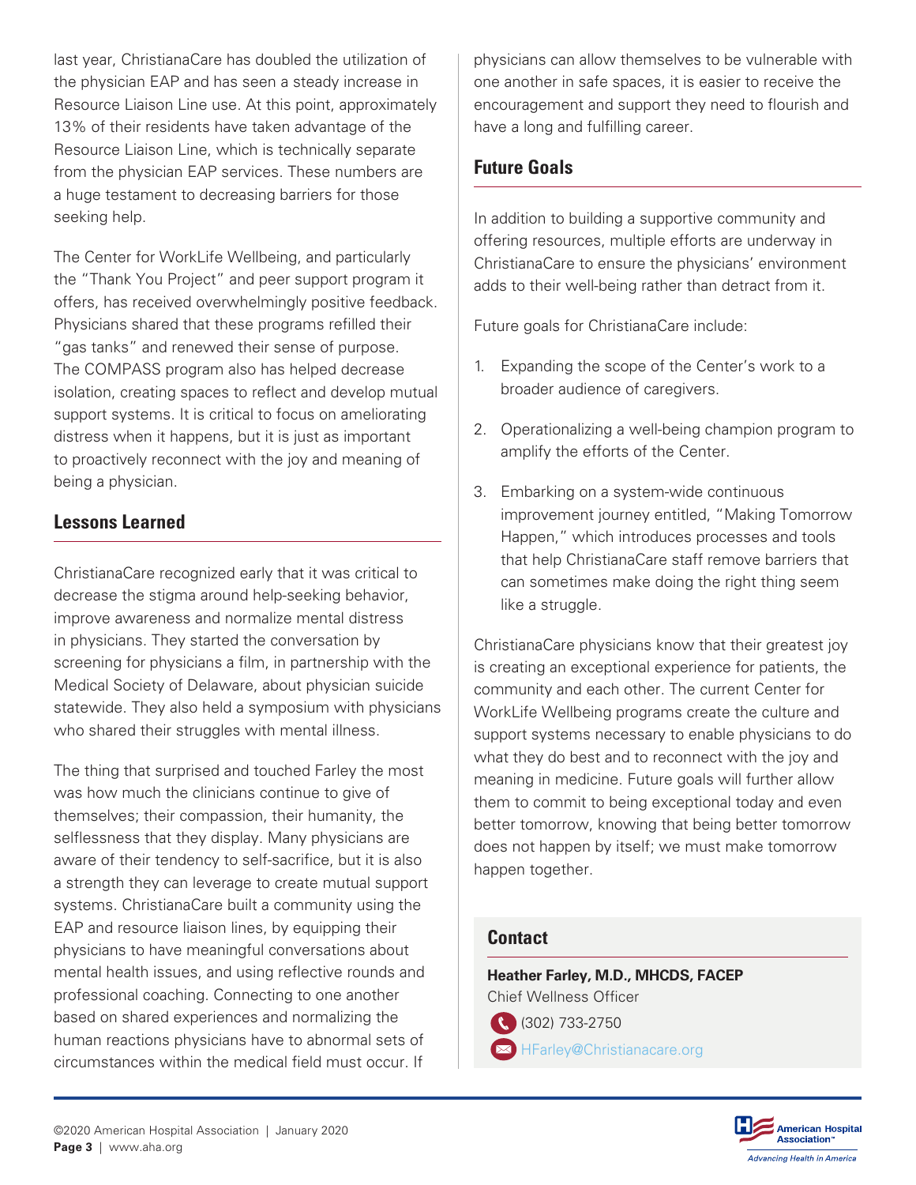last year, ChristianaCare has doubled the utilization of the physician EAP and has seen a steady increase in Resource Liaison Line use. At this point, approximately 13% of their residents have taken advantage of the Resource Liaison Line, which is technically separate from the physician EAP services. These numbers are a huge testament to decreasing barriers for those seeking help.

The Center for WorkLife Wellbeing, and particularly the "Thank You Project" and peer support program it offers, has received overwhelmingly positive feedback. Physicians shared that these programs refilled their "gas tanks" and renewed their sense of purpose. The COMPASS program also has helped decrease isolation, creating spaces to reflect and develop mutual support systems. It is critical to focus on ameliorating distress when it happens, but it is just as important to proactively reconnect with the joy and meaning of being a physician.

## Lessons Learned

ChristianaCare recognized early that it was critical to decrease the stigma around help-seeking behavior, improve awareness and normalize mental distress in physicians. They started the conversation by screening for physicians a film, in partnership with the Medical Society of Delaware, about physician suicide statewide. They also held a symposium with physicians who shared their struggles with mental illness.

The thing that surprised and touched Farley the most was how much the clinicians continue to give of themselves; their compassion, their humanity, the selflessness that they display. Many physicians are aware of their tendency to self-sacrifice, but it is also a strength they can leverage to create mutual support systems. ChristianaCare built a community using the EAP and resource liaison lines, by equipping their physicians to have meaningful conversations about mental health issues, and using reflective rounds and professional coaching. Connecting to one another based on shared experiences and normalizing the human reactions physicians have to abnormal sets of circumstances within the medical field must occur. If physicians can allow themselves to be vulnerable with one another in safe spaces, it is easier to receive the encouragement and support they need to flourish and have a long and fulfilling career.

## Future Goals

In addition to building a supportive community and offering resources, multiple efforts are underway in ChristianaCare to ensure the physicians' environment adds to their well-being rather than detract from it.

Future goals for ChristianaCare include:

1. Expanding the scope of the Center's work to a broader audience of caregivers.
2. Operationalizing a well-being champion program to amplify the efforts of the Center.
3. Embarking on a system-wide continuous improvement journey entitled, "Making Tomorrow Happen," which introduces processes and tools that help ChristianaCare staff remove barriers that can sometimes make doing the right thing seem like a struggle.

ChristianaCare physicians know that their greatest joy is creating an exceptional experience for patients, the community and each other. The current Center for WorkLife Wellbeing programs create the culture and support systems necessary to enable physicians to do what they do best and to reconnect with the joy and meaning in medicine. Future goals will further allow them to commit to being exceptional today and even better tomorrow, knowing that being better tomorrow does not happen by itself; we must make tomorrow happen together.

## Contact

**Heather Farley, M.D., MHCDS, FACEP**
Chief Wellness Officer
(302) 733-2750
HFarley@Christianacare.org